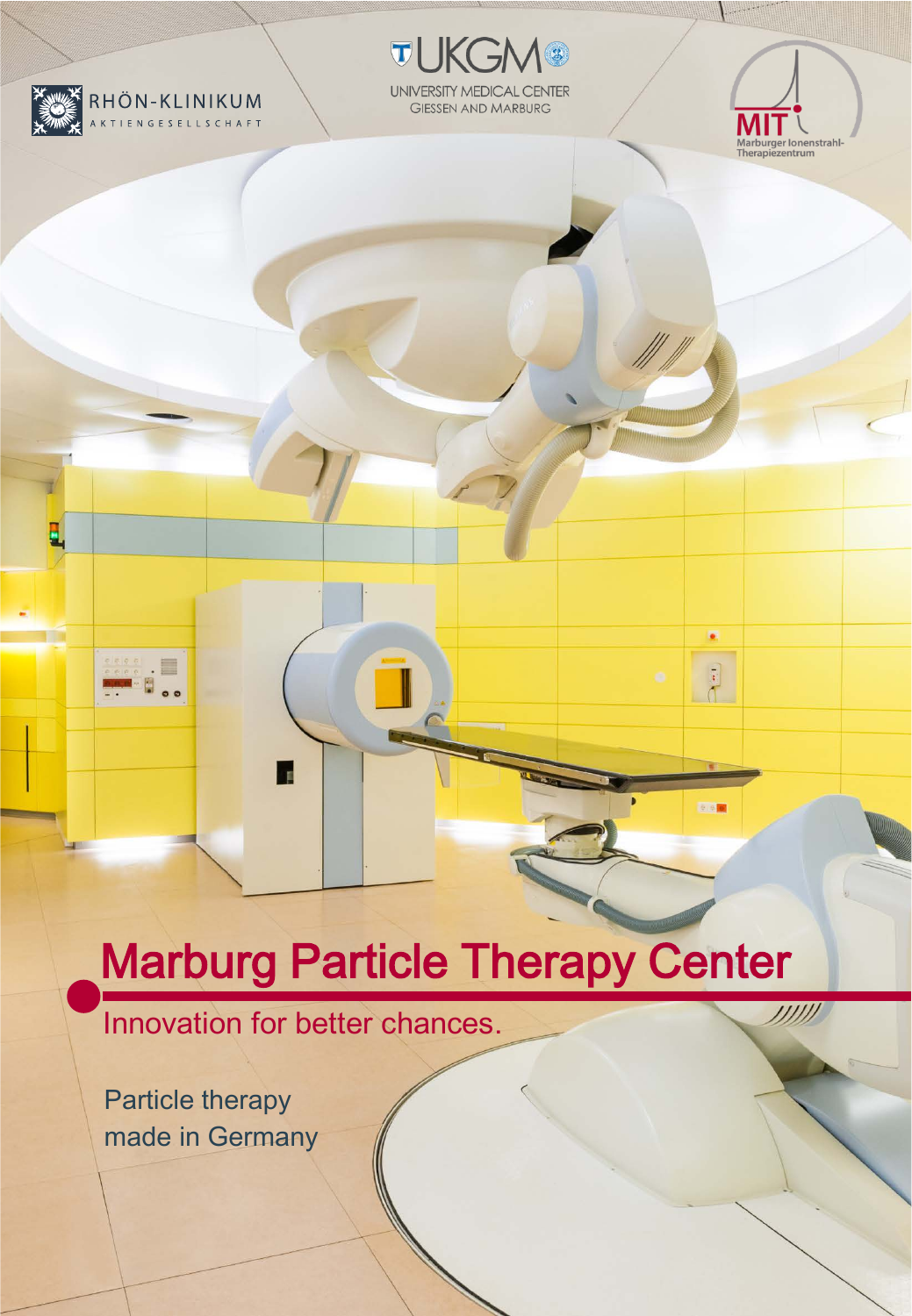RHÖN-KLINIKUM AKTIENGESELLSCHAFT

UKGM UNIVERSITY MEDICAL CENTER GIESSEN AND MARBURG

MIT Marburger Ionenstrahl-Therapiezentrum

# Marburg Particle Therapy Center

Innovation for better chances.

Particle therapy
made in Germany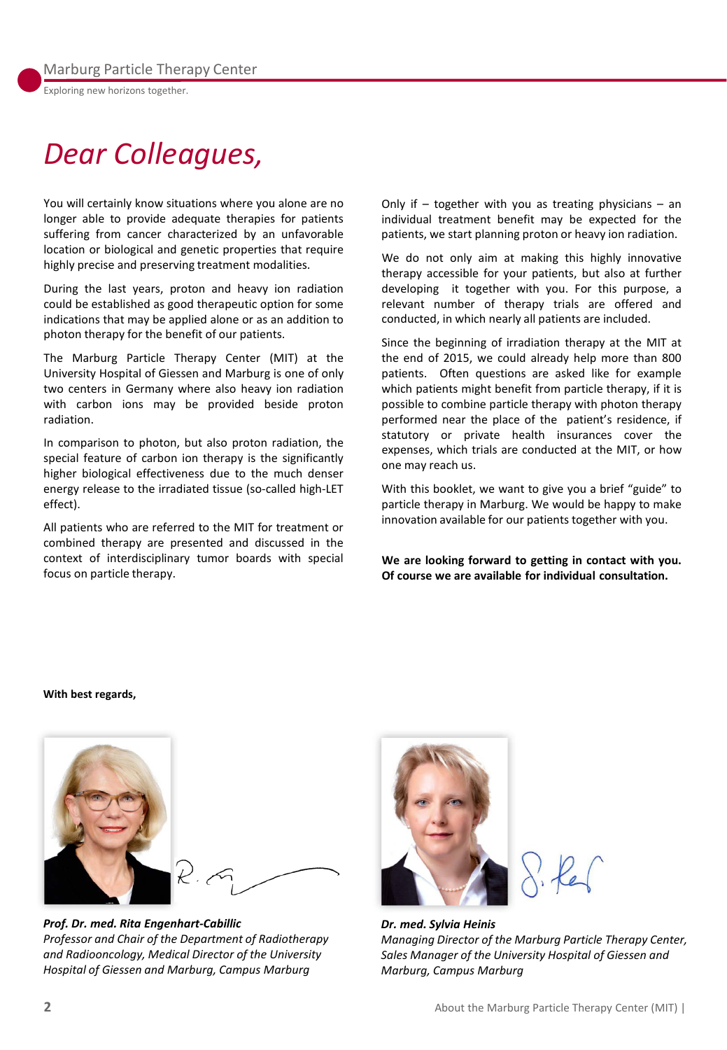# Dear Colleagues,

You will certainly know situations where you alone are no longer able to provide adequate therapies for patients suffering from cancer characterized by an unfavorable location or biological and genetic properties that require highly precise and preserving treatment modalities.

During the last years, proton and heavy ion radiation could be established as good therapeutic option for some indications that may be applied alone or as an addition to photon therapy for the benefit of our patients.

The Marburg Particle Therapy Center (MIT) at the University Hospital of Giessen and Marburg is one of only two centers in Germany where also heavy ion radiation with carbon ions may be provided beside proton radiation.

In comparison to photon, but also proton radiation, the special feature of carbon ion therapy is the significantly higher biological effectiveness due to the much denser energy release to the irradiated tissue (so-called high-LET effect).

All patients who are referred to the MIT for treatment or combined therapy are presented and discussed in the context of interdisciplinary tumor boards with special focus on particle therapy.

Only if – together with you as treating physicians – an individual treatment benefit may be expected for the patients, we start planning proton or heavy ion radiation.

We do not only aim at making this highly innovative therapy accessible for your patients, but also at further developing it together with you. For this purpose, a relevant number of therapy trials are offered and conducted, in which nearly all patients are included.

Since the beginning of irradiation therapy at the MIT at the end of 2015, we could already help more than 800 patients. Often questions are asked like for example which patients might benefit from particle therapy, if it is possible to combine particle therapy with photon therapy performed near the place of the patient's residence, if statutory or private health insurances cover the expenses, which trials are conducted at the MIT, or how one may reach us.

With this booklet, we want to give you a brief "guide" to particle therapy in Marburg. We would be happy to make innovation available for our patients together with you.

**We are looking forward to getting in contact with you. Of course we are available for individual consultation.**

**With best regards,**

***Prof. Dr. med. Rita Engenhart-Cabillic***
*Professor and Chair of the Department of Radiotherapy and Radiooncology, Medical Director of the University Hospital of Giessen and Marburg, Campus Marburg*

***Dr. med. Sylvia Heinis***
*Managing Director of the Marburg Particle Therapy Center, Sales Manager of the University Hospital of Giessen and Marburg, Campus Marburg*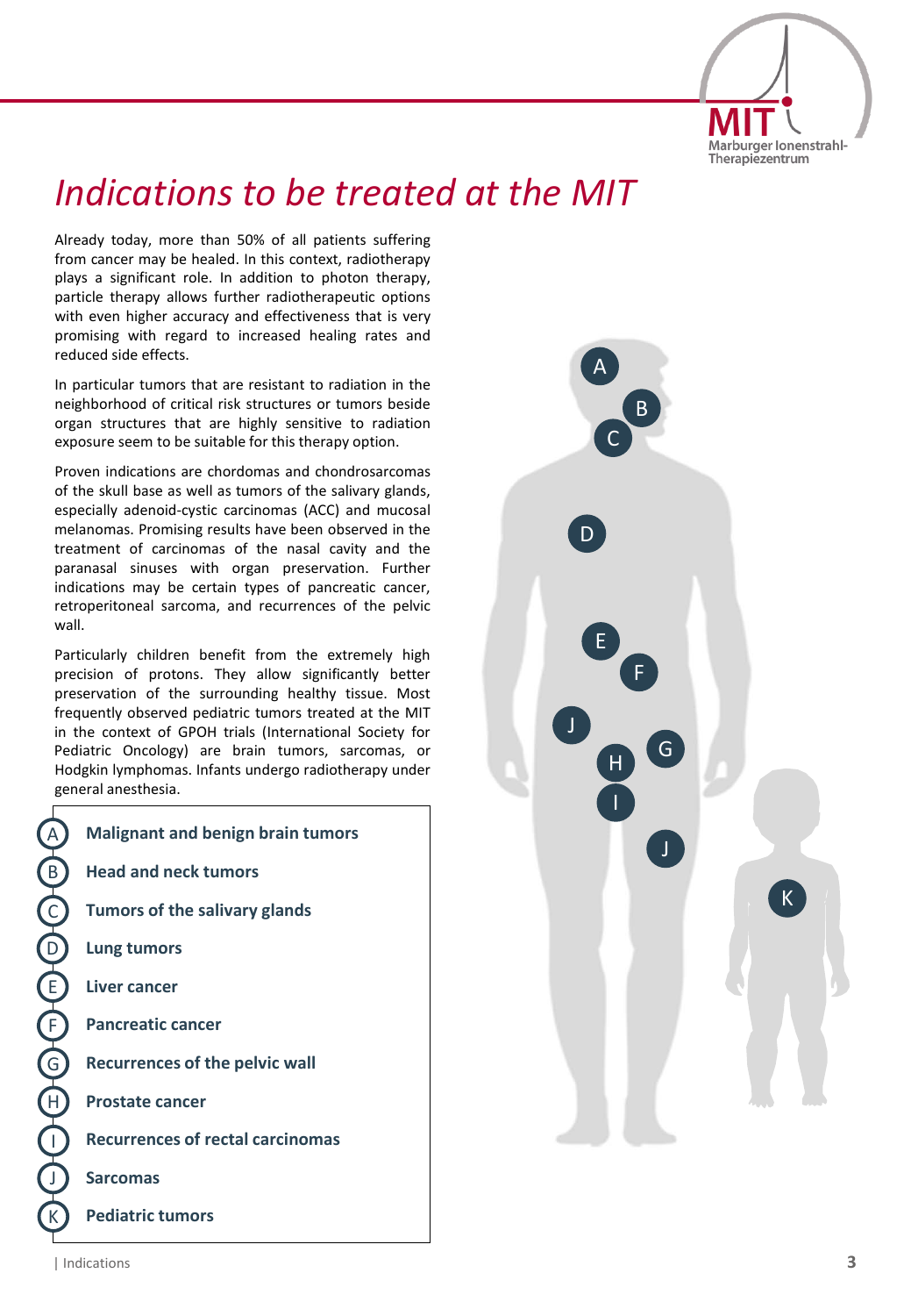# Indications to be treated at the MIT

Already today, more than 50% of all patients suffering from cancer may be healed. In this context, radiotherapy plays a significant role. In addition to photon therapy, particle therapy allows further radiotherapeutic options with even higher accuracy and effectiveness that is very promising with regard to increased healing rates and reduced side effects.

In particular tumors that are resistant to radiation in the neighborhood of critical risk structures or tumors beside organ structures that are highly sensitive to radiation exposure seem to be suitable for this therapy option.

Proven indications are chordomas and chondrosarcomas of the skull base as well as tumors of the salivary glands, especially adenoid-cystic carcinomas (ACC) and mucosal melanomas. Promising results have been observed in the treatment of carcinomas of the nasal cavity and the paranasal sinuses with organ preservation. Further indications may be certain types of pancreatic cancer, retroperitoneal sarcoma, and recurrences of the pelvic wall.

Particularly children benefit from the extremely high precision of protons. They allow significantly better preservation of the surrounding healthy tissue. Most frequently observed pediatric tumors treated at the MIT in the context of GPOH trials (International Society for Pediatric Oncology) are brain tumors, sarcomas, or Hodgkin lymphomas. Infants undergo radiotherapy under general anesthesia.

- (A) **Malignant and benign brain tumors**
- (B) **Head and neck tumors**
- (C) **Tumors of the salivary glands**
- (D) **Lung tumors**
- (E) **Liver cancer**
- (F) **Pancreatic cancer**
- (G) **Recurrences of the pelvic wall**
- (H) **Prostate cancer**
- (I) **Recurrences of rectal carcinomas**
- (J) **Sarcomas**
- (K) **Pediatric tumors**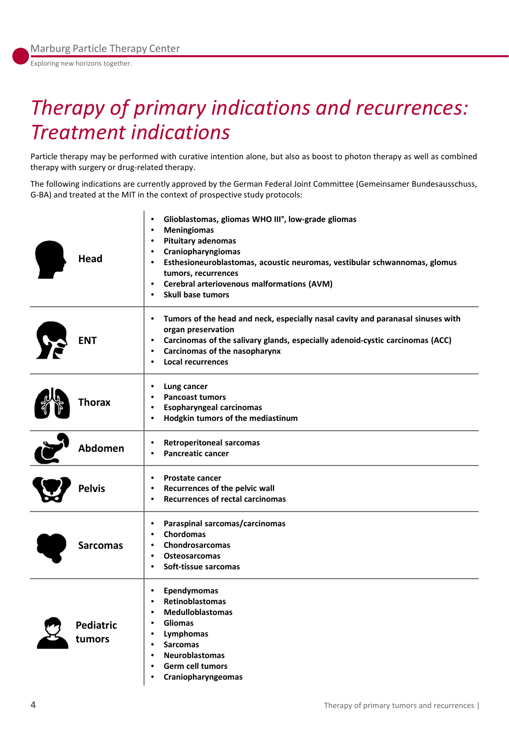# *Therapy of primary indications and recurrences: Treatment indications*

Particle therapy may be performed with curative intention alone, but also as boost to photon therapy as well as combined therapy with surgery or drug-related therapy.

The following indications are currently approved by the German Federal Joint Committee (Gemeinsamer Bundesausschuss, G-BA) and treated at the MIT in the context of prospective study protocols:

| Region | Indications |
| --- | --- |
| **Head** | • **Glioblastomas, gliomas WHO III°, low-grade gliomas**<br>• **Meningiomas**<br>• **Pituitary adenomas**<br>• **Craniopharyngiomas**<br>• **Esthesioneuroblastomas, acoustic neuromas, vestibular schwannomas, glomus tumors, recurrences**<br>• **Cerebral arteriovenous malformations (AVM)**<br>• **Skull base tumors** |
| **ENT** | • **Tumors of the head and neck, especially nasal cavity and paranasal sinuses with organ preservation**<br>• **Carcinomas of the salivary glands, especially adenoid-cystic carcinomas (ACC)**<br>• **Carcinomas of the nasopharynx**<br>• **Local recurrences** |
| **Thorax** | • **Lung cancer**<br>• **Pancoast tumors**<br>• **Esopharyngeal carcinomas**<br>• **Hodgkin tumors of the mediastinum** |
| **Abdomen** | • **Retroperitoneal sarcomas**<br>• **Pancreatic cancer** |
| **Pelvis** | • **Prostate cancer**<br>• **Recurrences of the pelvic wall**<br>• **Recurrences of rectal carcinomas** |
| **Sarcomas** | • **Paraspinal sarcomas/carcinomas**<br>• **Chordomas**<br>• **Chondrosarcomas**<br>• **Osteosarcomas**<br>• **Soft-tissue sarcomas** |
| **Pediatric tumors** | • **Ependymomas**<br>• **Retinoblastomas**<br>• **Medulloblastomas**<br>• **Gliomas**<br>• **Lymphomas**<br>• **Sarcomas**<br>• **Neuroblastomas**<br>• **Germ cell tumors**<br>• **Craniopharyngeomas** |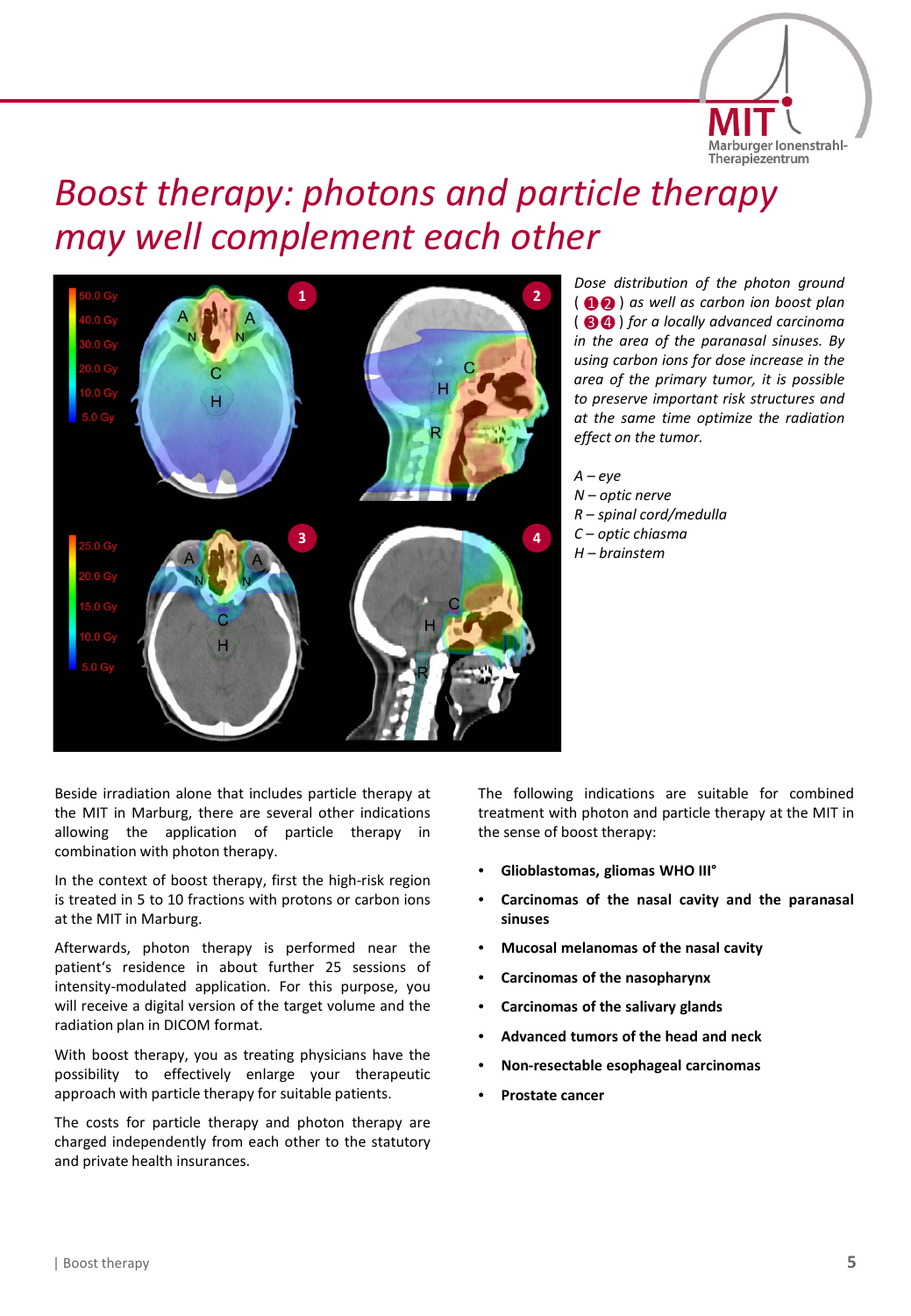# Boost therapy: photons and particle therapy may well complement each other

*Dose distribution of the photon ground (❶❷) as well as carbon ion boost plan (❸❹) for a locally advanced carcinoma in the area of the paranasal sinuses. By using carbon ions for dose increase in the area of the primary tumor, it is possible to preserve important risk structures and at the same time optimize the radiation effect on the tumor.*

*A – eye*
*N – optic nerve*
*R – spinal cord/medulla*
*C – optic chiasma*
*H – brainstem*

Beside irradiation alone that includes particle therapy at the MIT in Marburg, there are several other indications allowing the application of particle therapy in combination with photon therapy.

In the context of boost therapy, first the high-risk region is treated in 5 to 10 fractions with protons or carbon ions at the MIT in Marburg.

Afterwards, photon therapy is performed near the patient's residence in about further 25 sessions of intensity-modulated application. For this purpose, you will receive a digital version of the target volume and the radiation plan in DICOM format.

With boost therapy, you as treating physicians have the possibility to effectively enlarge your therapeutic approach with particle therapy for suitable patients.

The costs for particle therapy and photon therapy are charged independently from each other to the statutory and private health insurances.

The following indications are suitable for combined treatment with photon and particle therapy at the MIT in the sense of boost therapy:

- **Glioblastomas, gliomas WHO III°**
- **Carcinomas of the nasal cavity and the paranasal sinuses**
- **Mucosal melanomas of the nasal cavity**
- **Carcinomas of the nasopharynx**
- **Carcinomas of the salivary glands**
- **Advanced tumors of the head and neck**
- **Non-resectable esophageal carcinomas**
- **Prostate cancer**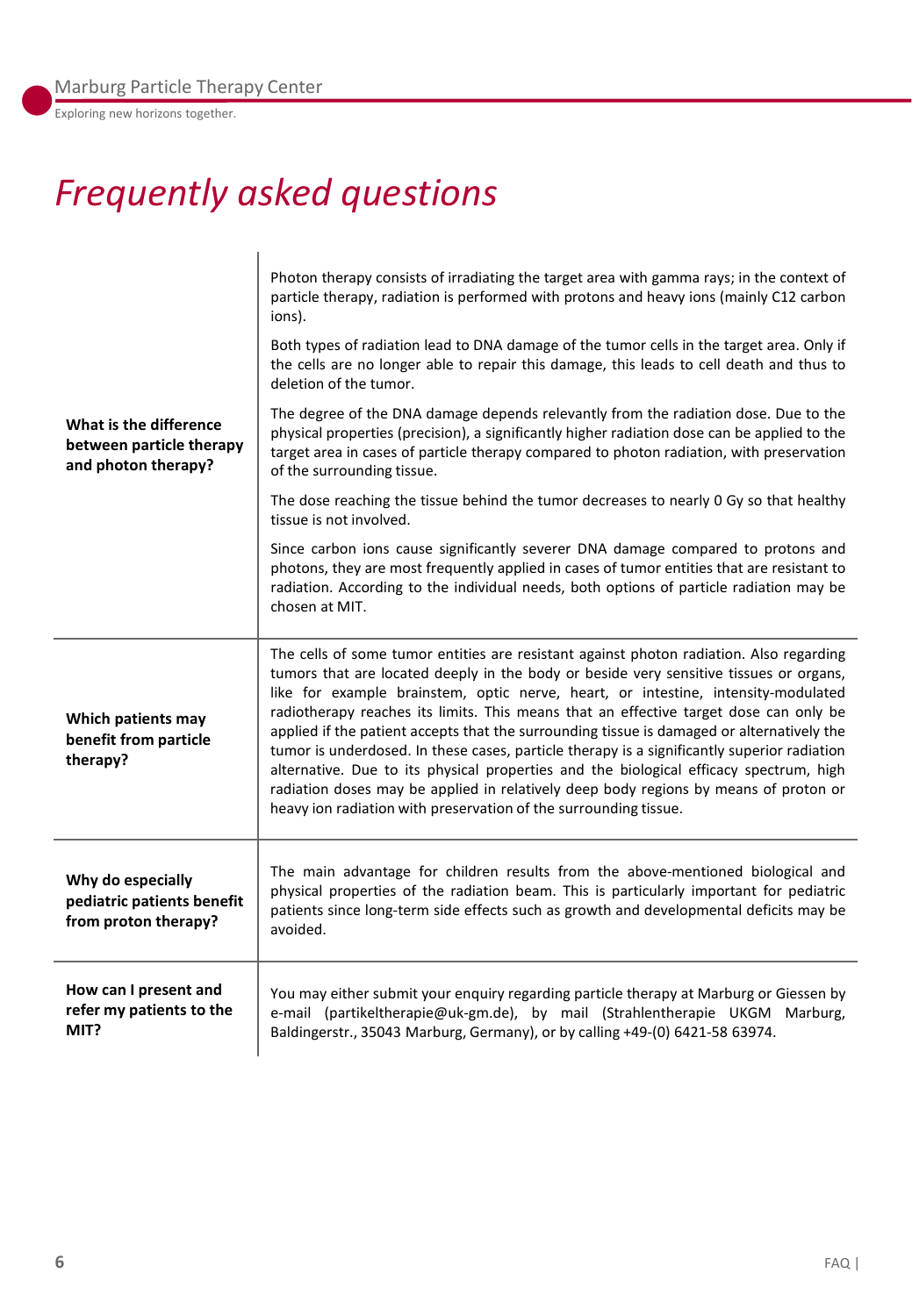# *Frequently asked questions*

**What is the difference between particle therapy and photon therapy?**

Photon therapy consists of irradiating the target area with gamma rays; in the context of particle therapy, radiation is performed with protons and heavy ions (mainly C12 carbon ions).

Both types of radiation lead to DNA damage of the tumor cells in the target area. Only if the cells are no longer able to repair this damage, this leads to cell death and thus to deletion of the tumor.

The degree of the DNA damage depends relevantly from the radiation dose. Due to the physical properties (precision), a significantly higher radiation dose can be applied to the target area in cases of particle therapy compared to photon radiation, with preservation of the surrounding tissue.

The dose reaching the tissue behind the tumor decreases to nearly 0 Gy so that healthy tissue is not involved.

Since carbon ions cause significantly severer DNA damage compared to protons and photons, they are most frequently applied in cases of tumor entities that are resistant to radiation. According to the individual needs, both options of particle radiation may be chosen at MIT.

**Which patients may benefit from particle therapy?**

The cells of some tumor entities are resistant against photon radiation. Also regarding tumors that are located deeply in the body or beside very sensitive tissues or organs, like for example brainstem, optic nerve, heart, or intestine, intensity-modulated radiotherapy reaches its limits. This means that an effective target dose can only be applied if the patient accepts that the surrounding tissue is damaged or alternatively the tumor is underdosed. In these cases, particle therapy is a significantly superior radiation alternative. Due to its physical properties and the biological efficacy spectrum, high radiation doses may be applied in relatively deep body regions by means of proton or heavy ion radiation with preservation of the surrounding tissue.

**Why do especially pediatric patients benefit from proton therapy?**

The main advantage for children results from the above-mentioned biological and physical properties of the radiation beam. This is particularly important for pediatric patients since long-term side effects such as growth and developmental deficits may be avoided.

**How can I present and refer my patients to the MIT?**

You may either submit your enquiry regarding particle therapy at Marburg or Giessen by e-mail (partikeltherapie@uk-gm.de), by mail (Strahlentherapie UKGM Marburg, Baldingerstr., 35043 Marburg, Germany), or by calling +49-(0) 6421-58 63974.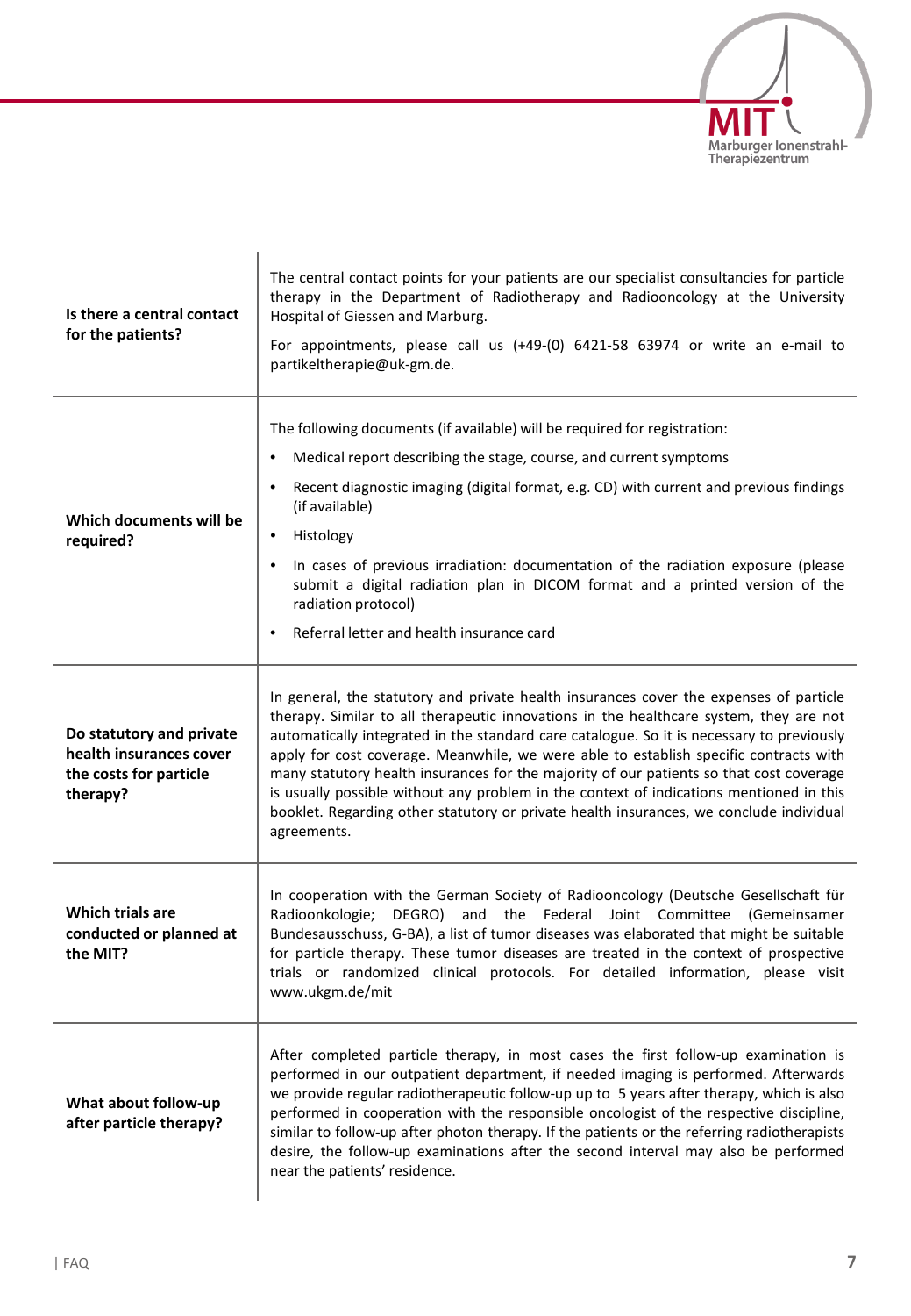| | |
|---|---|
| **Is there a central contact for the patients?** | The central contact points for your patients are our specialist consultancies for particle therapy in the Department of Radiotherapy and Radiooncology at the University Hospital of Giessen and Marburg.<br><br>For appointments, please call us (+49-(0) 6421-58 63974 or write an e-mail to partikeltherapie@uk-gm.de. |
| **Which documents will be required?** | The following documents (if available) will be required for registration:<br>• Medical report describing the stage, course, and current symptoms<br>• Recent diagnostic imaging (digital format, e.g. CD) with current and previous findings (if available)<br>• Histology<br>• In cases of previous irradiation: documentation of the radiation exposure (please submit a digital radiation plan in DICOM format and a printed version of the radiation protocol)<br>• Referral letter and health insurance card |
| **Do statutory and private health insurances cover the costs for particle therapy?** | In general, the statutory and private health insurances cover the expenses of particle therapy. Similar to all therapeutic innovations in the healthcare system, they are not automatically integrated in the standard care catalogue. So it is necessary to previously apply for cost coverage. Meanwhile, we were able to establish specific contracts with many statutory health insurances for the majority of our patients so that cost coverage is usually possible without any problem in the context of indications mentioned in this booklet. Regarding other statutory or private health insurances, we conclude individual agreements. |
| **Which trials are conducted or planned at the MIT?** | In cooperation with the German Society of Radiooncology (Deutsche Gesellschaft für Radioonkologie; DEGRO) and the Federal Joint Committee (Gemeinsamer Bundesausschuss, G-BA), a list of tumor diseases was elaborated that might be suitable for particle therapy. These tumor diseases are treated in the context of prospective trials or randomized clinical protocols. For detailed information, please visit www.ukgm.de/mit |
| **What about follow-up after particle therapy?** | After completed particle therapy, in most cases the first follow-up examination is performed in our outpatient department, if needed imaging is performed. Afterwards we provide regular radiotherapeutic follow-up up to 5 years after therapy, which is also performed in cooperation with the responsible oncologist of the respective discipline, similar to follow-up after photon therapy. If the patients or the referring radiotherapists desire, the follow-up examinations after the second interval may also be performed near the patients' residence. |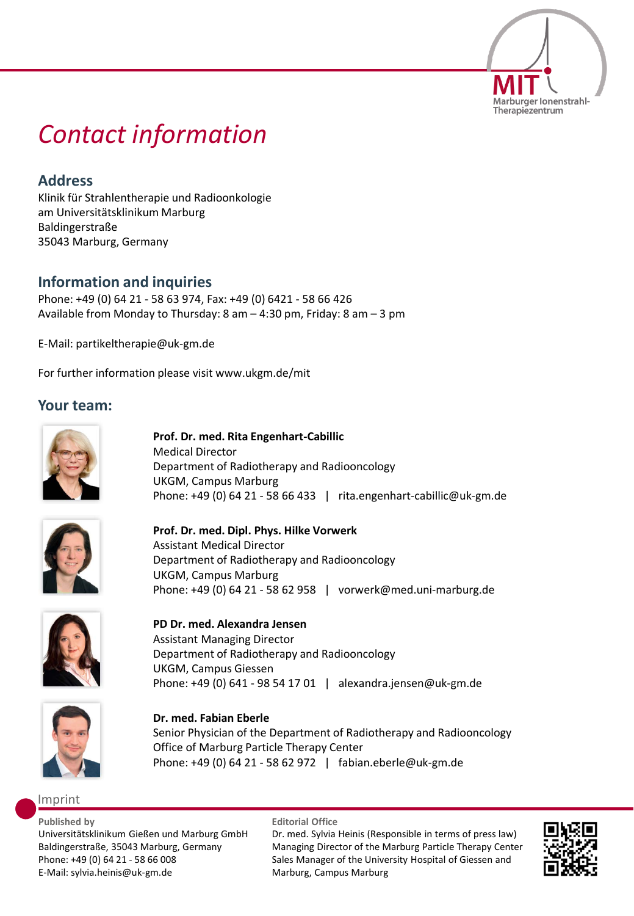MIT
Marburger Ionenstrahl-Therapiezentrum

# *Contact information*

## Address

Klinik für Strahlentherapie und Radioonkologie
am Universitätsklinikum Marburg
Baldingerstraße
35043 Marburg, Germany

## Information and inquiries

Phone: +49 (0) 64 21 - 58 63 974, Fax: +49 (0) 6421 - 58 66 426
Available from Monday to Thursday: 8 am – 4:30 pm, Friday: 8 am – 3 pm

E-Mail: partikeltherapie@uk-gm.de

For further information please visit www.ukgm.de/mit

## Your team:

**Prof. Dr. med. Rita Engenhart-Cabillic**
Medical Director
Department of Radiotherapy and Radiooncology
UKGM, Campus Marburg
Phone: +49 (0) 64 21 - 58 66 433 | rita.engenhart-cabillic@uk-gm.de

**Prof. Dr. med. Dipl. Phys. Hilke Vorwerk**
Assistant Medical Director
Department of Radiotherapy and Radiooncology
UKGM, Campus Marburg
Phone: +49 (0) 64 21 - 58 62 958 | vorwerk@med.uni-marburg.de

**PD Dr. med. Alexandra Jensen**
Assistant Managing Director
Department of Radiotherapy and Radiooncology
UKGM, Campus Giessen
Phone: +49 (0) 641 - 98 54 17 01 | alexandra.jensen@uk-gm.de

**Dr. med. Fabian Eberle**
Senior Physician of the Department of Radiotherapy and Radiooncology
Office of Marburg Particle Therapy Center
Phone: +49 (0) 64 21 - 58 62 972 | fabian.eberle@uk-gm.de

## Imprint

**Published by**
Universitätsklinikum Gießen und Marburg GmbH
Baldingerstraße, 35043 Marburg, Germany
Phone: +49 (0) 64 21 - 58 66 008
E-Mail: sylvia.heinis@uk-gm.de

**Editorial Office**
Dr. med. Sylvia Heinis (Responsible in terms of press law)
Managing Director of the Marburg Particle Therapy Center
Sales Manager of the University Hospital of Giessen and Marburg, Campus Marburg